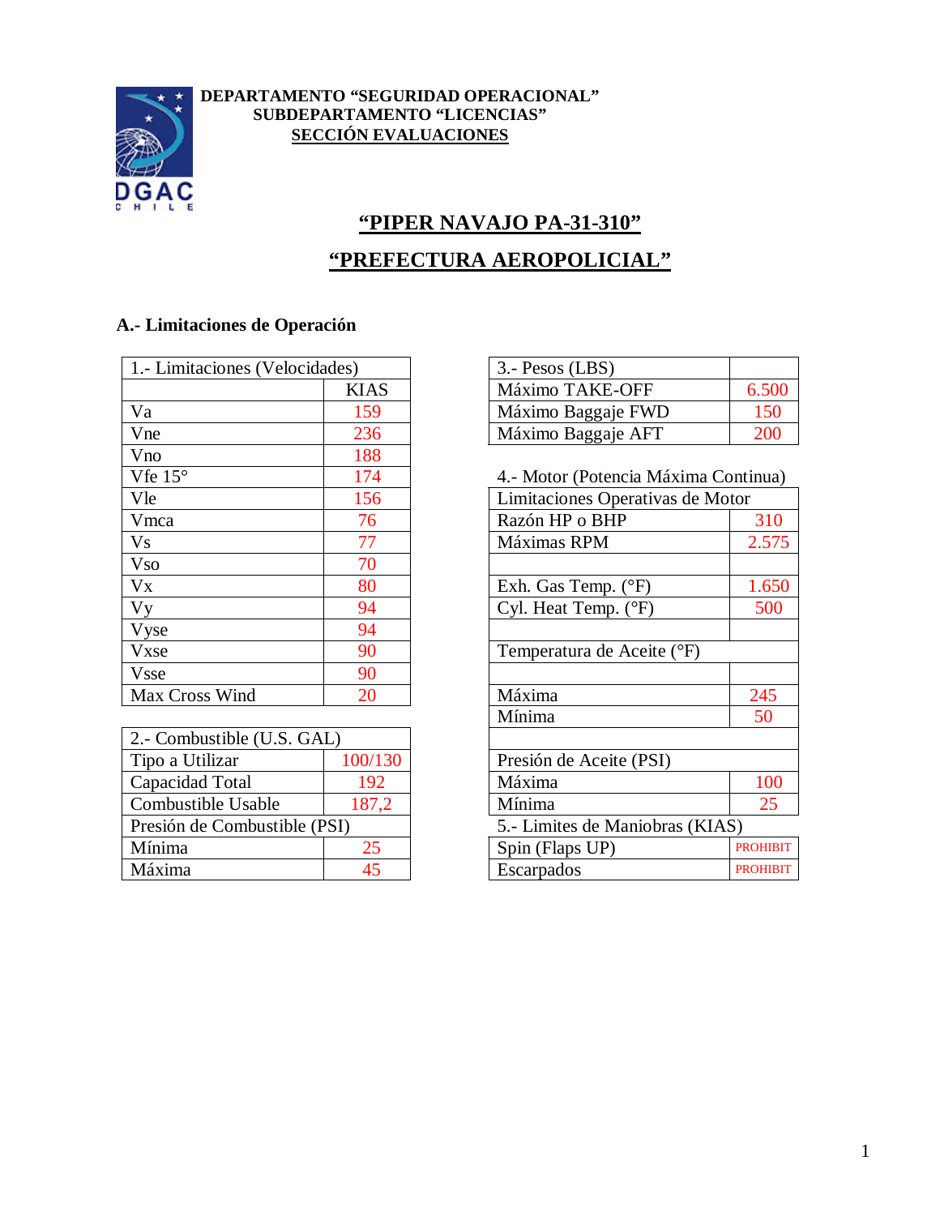**DEPARTAMENTO "SEGURIDAD OPERACIONAL"**
**SUBDEPARTAMENTO "LICENCIAS"**
**SECCIÓN EVALUACIONES**

# "PIPER NAVAJO PA-31-310"

# "PREFECTURA AEROPOLICIAL"

## A.- Limitaciones de Operación

| 1.- Limitaciones (Velocidades) | |
|---|---|
| | KIAS |
| Va | 159 |
| Vne | 236 |
| Vno | 188 |
| Vfe 15° | 174 |
| Vle | 156 |
| Vmca | 76 |
| Vs | 77 |
| Vso | 70 |
| Vx | 80 |
| Vy | 94 |
| Vyse | 94 |
| Vxse | 90 |
| Vsse | 90 |
| Max Cross Wind | 20 |

| 2.- Combustible (U.S. GAL) | |
|---|---|
| Tipo a Utilizar | 100/130 |
| Capacidad Total | 192 |
| Combustible Usable | 187,2 |
| Presión de Combustible (PSI) | |
| Mínima | 25 |
| Máxima | 45 |

| 3.- Pesos (LBS) | |
|---|---|
| Máximo TAKE-OFF | 6.500 |
| Máximo Baggaje FWD | 150 |
| Máximo Baggaje AFT | 200 |

4.- Motor (Potencia Máxima Continua)

| Limitaciones Operativas de Motor | |
|---|---|
| Razón HP o BHP | 310 |
| Máximas RPM | 2.575 |
| | |
| Exh. Gas Temp. (°F) | 1.650 |
| Cyl. Heat Temp. (°F) | 500 |
| | |
| Temperatura de Aceite (°F) | |
| | |
| Máxima | 245 |
| Mínima | 50 |
| | |
| Presión de Aceite (PSI) | |
| Máxima | 100 |
| Mínima | 25 |

| 5.- Limites de Maniobras (KIAS) | |
|---|---|
| Spin (Flaps UP) | PROHIBIT |
| Escarpados | PROHIBIT |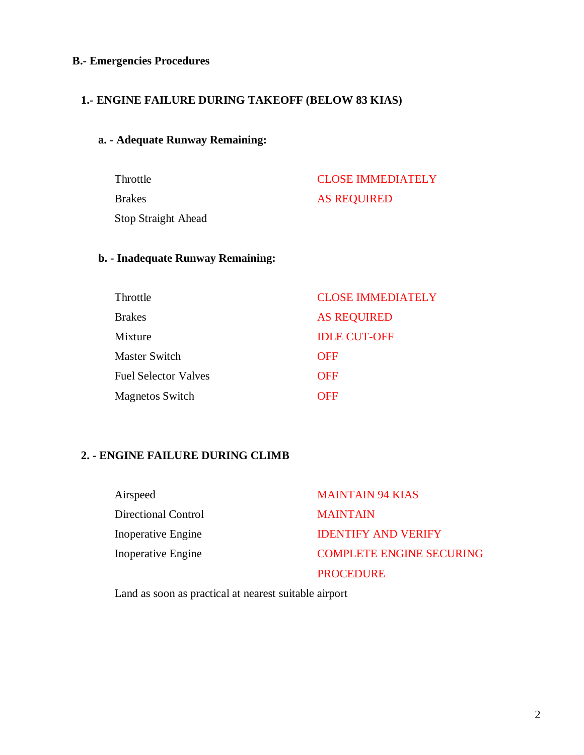## B.- Emergencies Procedures

### 1.- ENGINE FAILURE DURING TAKEOFF (BELOW 83 KIAS)

#### a. - Adequate Runway Remaining:

| | |
|---|---|
| Throttle | CLOSE IMMEDIATELY |
| Brakes | AS REQUIRED |
| Stop Straight Ahead | |

#### b. - Inadequate Runway Remaining:

| | |
|---|---|
| Throttle | CLOSE IMMEDIATELY |
| Brakes | AS REQUIRED |
| Mixture | IDLE CUT-OFF |
| Master Switch | OFF |
| Fuel Selector Valves | OFF |
| Magnetos Switch | OFF |

### 2. - ENGINE FAILURE DURING CLIMB

| | |
|---|---|
| Airspeed | MAINTAIN 94 KIAS |
| Directional Control | MAINTAIN |
| Inoperative Engine | IDENTIFY AND VERIFY |
| Inoperative Engine | COMPLETE ENGINE SECURING PROCEDURE |

Land as soon as practical at nearest suitable airport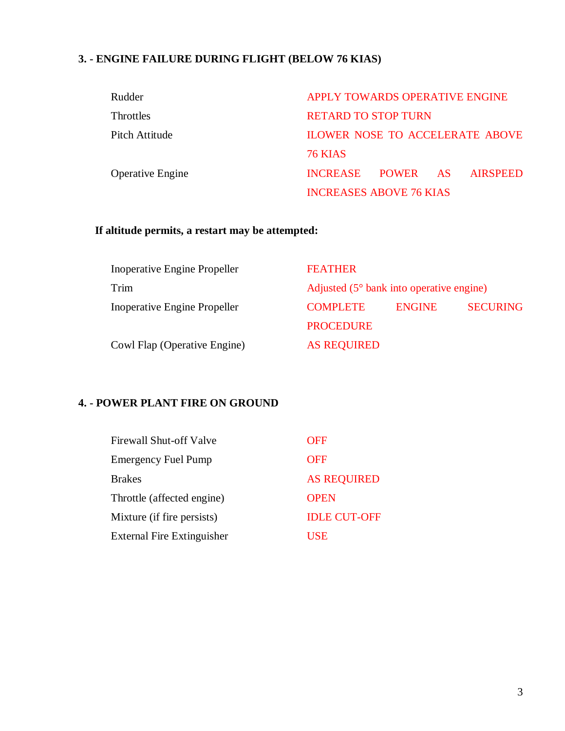### 3. - ENGINE FAILURE DURING FLIGHT (BELOW 76 KIAS)

| | |
|---|---|
| Rudder | APPLY TOWARDS OPERATIVE ENGINE |
| Throttles | RETARD TO STOP TURN |
| Pitch Attitude | ILOWER NOSE TO ACCELERATE ABOVE 76 KIAS |
| Operative Engine | INCREASE POWER AS AIRSPEED INCREASES ABOVE 76 KIAS |

**If altitude permits, a restart may be attempted:**

| | |
|---|---|
| Inoperative Engine Propeller | FEATHER |
| Trim | Adjusted (5° bank into operative engine) |
| Inoperative Engine Propeller | COMPLETE ENGINE SECURING PROCEDURE |
| Cowl Flap (Operative Engine) | AS REQUIRED |

### 4. - POWER PLANT FIRE ON GROUND

| | |
|---|---|
| Firewall Shut-off Valve | OFF |
| Emergency Fuel Pump | OFF |
| Brakes | AS REQUIRED |
| Throttle (affected engine) | OPEN |
| Mixture (if fire persists) | IDLE CUT-OFF |
| External Fire Extinguisher | USE |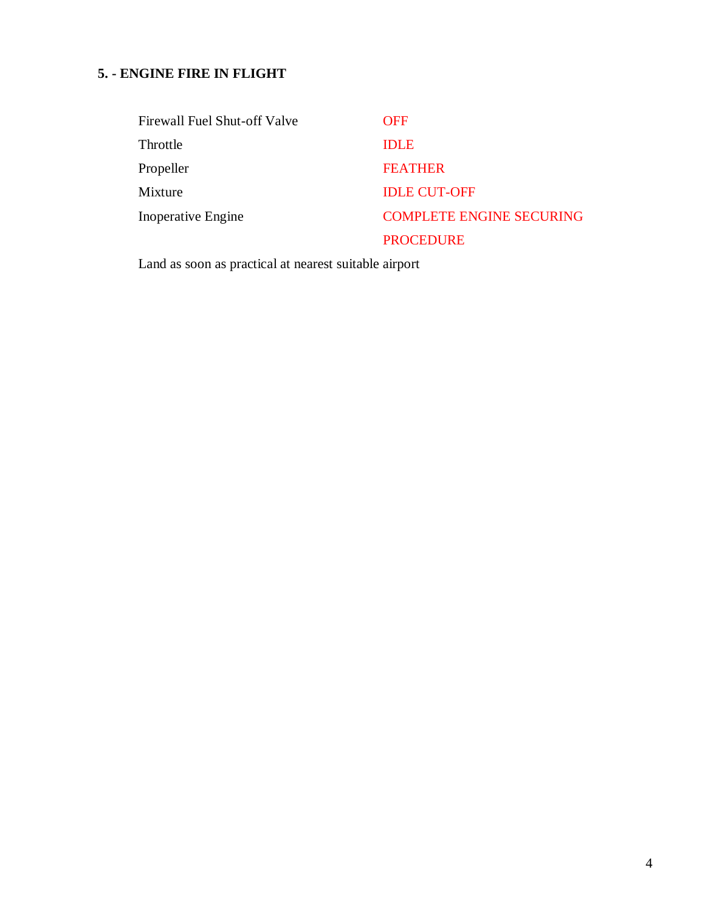## 5. - ENGINE FIRE IN FLIGHT

| | |
|---|---|
| Firewall Fuel Shut-off Valve | OFF |
| Throttle | IDLE |
| Propeller | FEATHER |
| Mixture | IDLE CUT-OFF |
| Inoperative Engine | COMPLETE ENGINE SECURING PROCEDURE |

Land as soon as practical at nearest suitable airport